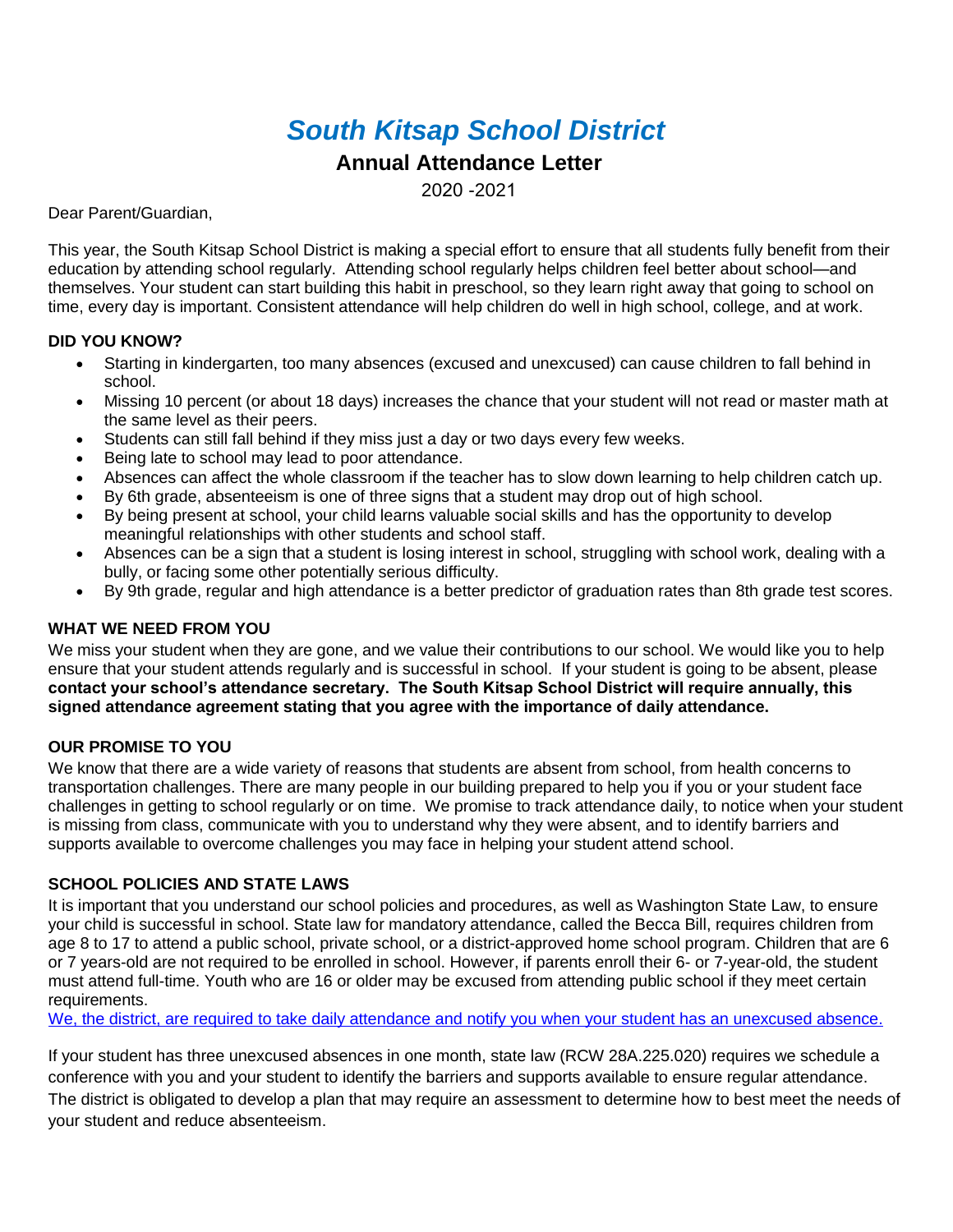# *South Kitsap School District*

## Annual Attendance Letter

2020 -2021

Dear Parent/Guardian,

This year, the South Kitsap School District is making a special effort to ensure that all students fully benefit from their education by attending school regularly. Attending school regularly helps children feel better about school—and themselves. Your student can start building this habit in preschool, so they learn right away that going to school on time, every day is important. Consistent attendance will help children do well in high school, college, and at work.

### DID YOU KNOW?

- Starting in kindergarten, too many absences (excused and unexcused) can cause children to fall behind in school.
- Missing 10 percent (or about 18 days) increases the chance that your student will not read or master math at the same level as their peers.
- Students can still fall behind if they miss just a day or two days every few weeks.
- Being late to school may lead to poor attendance.
- Absences can affect the whole classroom if the teacher has to slow down learning to help children catch up.
- By 6th grade, absenteeism is one of three signs that a student may drop out of high school.
- By being present at school, your child learns valuable social skills and has the opportunity to develop meaningful relationships with other students and school staff.
- Absences can be a sign that a student is losing interest in school, struggling with school work, dealing with a bully, or facing some other potentially serious difficulty.
- By 9th grade, regular and high attendance is a better predictor of graduation rates than 8th grade test scores.

### WHAT WE NEED FROM YOU

We miss your student when they are gone, and we value their contributions to our school. We would like you to help ensure that your student attends regularly and is successful in school. If your student is going to be absent, please **contact your school's attendance secretary. The South Kitsap School District will require annually, this signed attendance agreement stating that you agree with the importance of daily attendance.**

### OUR PROMISE TO YOU

We know that there are a wide variety of reasons that students are absent from school, from health concerns to transportation challenges. There are many people in our building prepared to help you if you or your student face challenges in getting to school regularly or on time. We promise to track attendance daily, to notice when your student is missing from class, communicate with you to understand why they were absent, and to identify barriers and supports available to overcome challenges you may face in helping your student attend school.

### SCHOOL POLICIES AND STATE LAWS

It is important that you understand our school policies and procedures, as well as Washington State Law, to ensure your child is successful in school. State law for mandatory attendance, called the Becca Bill, requires children from age 8 to 17 to attend a public school, private school, or a district-approved home school program. Children that are 6 or 7 years-old are not required to be enrolled in school. However, if parents enroll their 6- or 7-year-old, the student must attend full-time. Youth who are 16 or older may be excused from attending public school if they meet certain requirements.
We, the district, are required to take daily attendance and notify you when your student has an unexcused absence.

If your student has three unexcused absences in one month, state law (RCW 28A.225.020) requires we schedule a conference with you and your student to identify the barriers and supports available to ensure regular attendance. The district is obligated to develop a plan that may require an assessment to determine how to best meet the needs of your student and reduce absenteeism.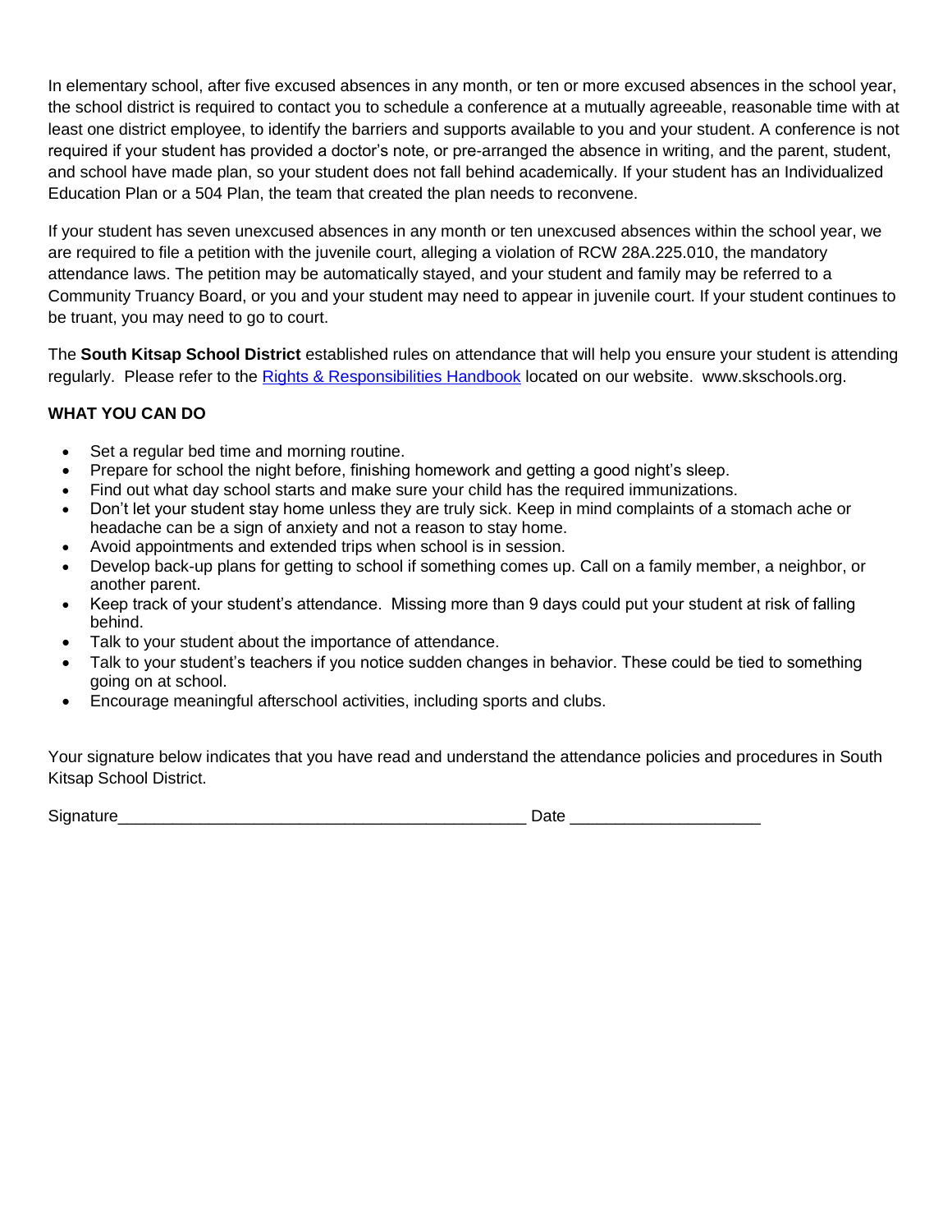In elementary school, after five excused absences in any month, or ten or more excused absences in the school year, the school district is required to contact you to schedule a conference at a mutually agreeable, reasonable time with at least one district employee, to identify the barriers and supports available to you and your student. A conference is not required if your student has provided a doctor's note, or pre-arranged the absence in writing, and the parent, student, and school have made plan, so your student does not fall behind academically. If your student has an Individualized Education Plan or a 504 Plan, the team that created the plan needs to reconvene.

If your student has seven unexcused absences in any month or ten unexcused absences within the school year, we are required to file a petition with the juvenile court, alleging a violation of RCW 28A.225.010, the mandatory attendance laws. The petition may be automatically stayed, and your student and family may be referred to a Community Truancy Board, or you and your student may need to appear in juvenile court. If your student continues to be truant, you may need to go to court.

The **South Kitsap School District** established rules on attendance that will help you ensure your student is attending regularly. Please refer to the Rights & Responsibilities Handbook located on our website. www.skschools.org.

**WHAT YOU CAN DO**

- Set a regular bed time and morning routine.
- Prepare for school the night before, finishing homework and getting a good night's sleep.
- Find out what day school starts and make sure your child has the required immunizations.
- Don't let your student stay home unless they are truly sick. Keep in mind complaints of a stomach ache or headache can be a sign of anxiety and not a reason to stay home.
- Avoid appointments and extended trips when school is in session.
- Develop back-up plans for getting to school if something comes up. Call on a family member, a neighbor, or another parent.
- Keep track of your student's attendance. Missing more than 9 days could put your student at risk of falling behind.
- Talk to your student about the importance of attendance.
- Talk to your student's teachers if you notice sudden changes in behavior. These could be tied to something going on at school.
- Encourage meaningful afterschool activities, including sports and clubs.

Your signature below indicates that you have read and understand the attendance policies and procedures in South Kitsap School District.

Signature_____________________________________________ Date ____________________